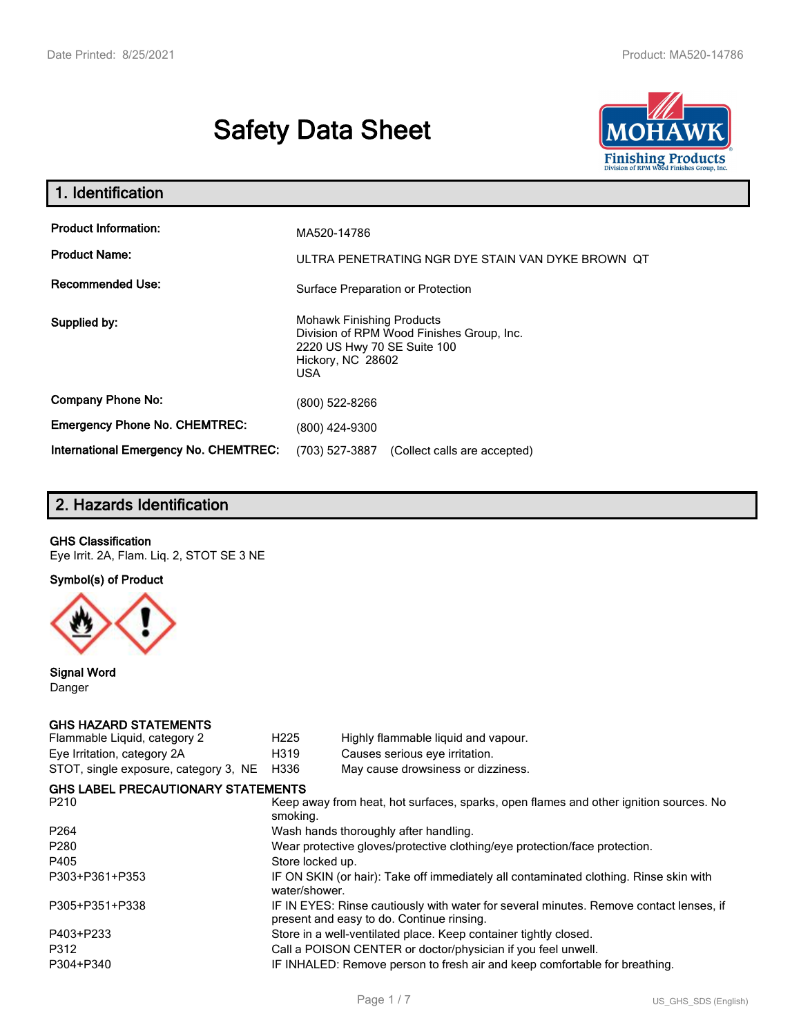# Safety Data Sheet

## 1. Identification

| | |
|---|---|
| **Product Information:** | MA520-14786 |
| **Product Name:** | ULTRA PENETRATING NGR DYE STAIN VAN DYKE BROWN QT |
| **Recommended Use:** | Surface Preparation or Protection |
| **Supplied by:** | Mohawk Finishing Products<br>Division of RPM Wood Finishes Group, Inc.<br>2220 US Hwy 70 SE Suite 100<br>Hickory, NC 28602<br>USA |
| **Company Phone No:** | (800) 522-8266 |
| **Emergency Phone No. CHEMTREC:** | (800) 424-9300 |
| **International Emergency No. CHEMTREC:** | (703) 527-3887 (Collect calls are accepted) |

## 2. Hazards Identification

**GHS Classification**

Eye Irrit. 2A, Flam. Liq. 2, STOT SE 3 NE

**Symbol(s) of Product**

**Signal Word**

Danger

**GHS HAZARD STATEMENTS**

| | | |
|---|---|---|
| Flammable Liquid, category 2 | H225 | Highly flammable liquid and vapour. |
| Eye Irritation, category 2A | H319 | Causes serious eye irritation. |
| STOT, single exposure, category 3, NE | H336 | May cause drowsiness or dizziness. |

**GHS LABEL PRECAUTIONARY STATEMENTS**

| | |
|---|---|
| P210 | Keep away from heat, hot surfaces, sparks, open flames and other ignition sources. No smoking. |
| P264 | Wash hands thoroughly after handling. |
| P280 | Wear protective gloves/protective clothing/eye protection/face protection. |
| P405 | Store locked up. |
| P303+P361+P353 | IF ON SKIN (or hair): Take off immediately all contaminated clothing. Rinse skin with water/shower. |
| P305+P351+P338 | IF IN EYES: Rinse cautiously with water for several minutes. Remove contact lenses, if present and easy to do. Continue rinsing. |
| P403+P233 | Store in a well-ventilated place. Keep container tightly closed. |
| P312 | Call a POISON CENTER or doctor/physician if you feel unwell. |
| P304+P340 | IF INHALED: Remove person to fresh air and keep comfortable for breathing. |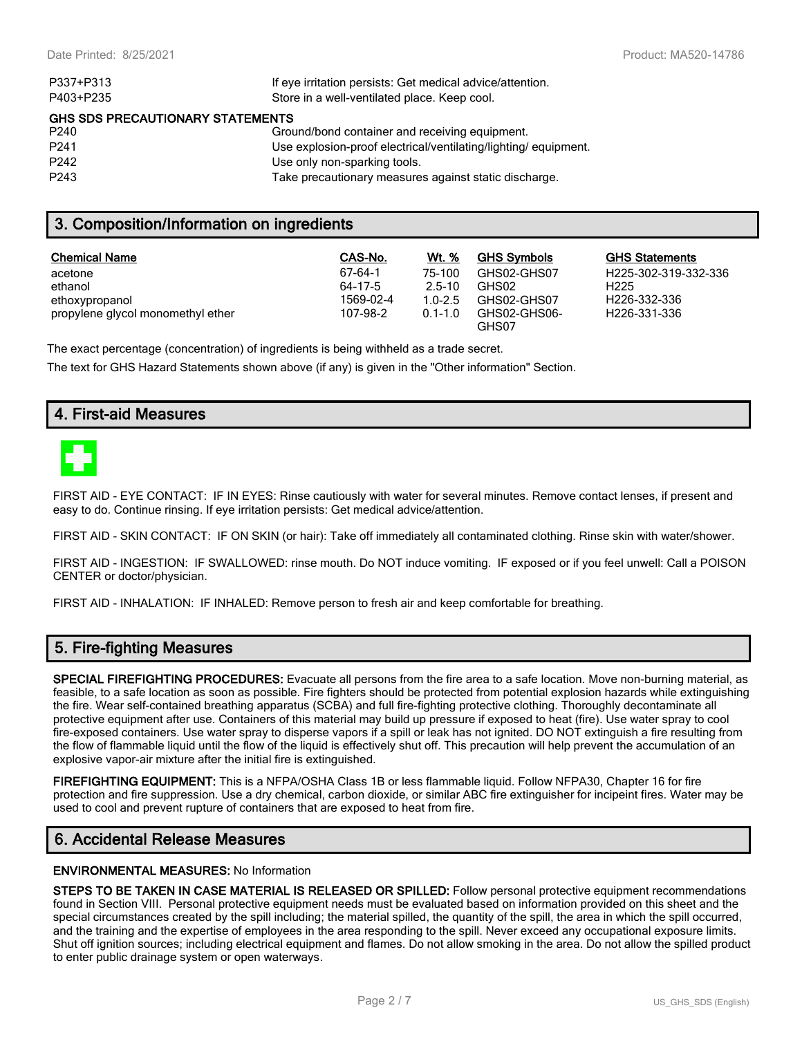| | |
|---|---|
| P337+P313 | If eye irritation persists: Get medical advice/attention. |
| P403+P235 | Store in a well-ventilated place. Keep cool. |

**GHS SDS PRECAUTIONARY STATEMENTS**

| | |
|---|---|
| P240 | Ground/bond container and receiving equipment. |
| P241 | Use explosion-proof electrical/ventilating/lighting/ equipment. |
| P242 | Use only non-sparking tools. |
| P243 | Take precautionary measures against static discharge. |

## 3. Composition/Information on ingredients

| Chemical Name | CAS-No. | Wt. % | GHS Symbols | GHS Statements |
|---|---|---|---|---|
| acetone | 67-64-1 | 75-100 | GHS02-GHS07 | H225-302-319-332-336 |
| ethanol | 64-17-5 | 2.5-10 | GHS02 | H225 |
| ethoxypropanol | 1569-02-4 | 1.0-2.5 | GHS02-GHS07 | H226-332-336 |
| propylene glycol monomethyl ether | 107-98-2 | 0.1-1.0 | GHS02-GHS06-GHS07 | H226-331-336 |

The exact percentage (concentration) of ingredients is being withheld as a trade secret.

The text for GHS Hazard Statements shown above (if any) is given in the "Other information" Section.

## 4. First-aid Measures

FIRST AID - EYE CONTACT: IF IN EYES: Rinse cautiously with water for several minutes. Remove contact lenses, if present and easy to do. Continue rinsing. If eye irritation persists: Get medical advice/attention.

FIRST AID - SKIN CONTACT: IF ON SKIN (or hair): Take off immediately all contaminated clothing. Rinse skin with water/shower.

FIRST AID - INGESTION: IF SWALLOWED: rinse mouth. Do NOT induce vomiting. IF exposed or if you feel unwell: Call a POISON CENTER or doctor/physician.

FIRST AID - INHALATION: IF INHALED: Remove person to fresh air and keep comfortable for breathing.

## 5. Fire-fighting Measures

**SPECIAL FIREFIGHTING PROCEDURES:** Evacuate all persons from the fire area to a safe location. Move non-burning material, as feasible, to a safe location as soon as possible. Fire fighters should be protected from potential explosion hazards while extinguishing the fire. Wear self-contained breathing apparatus (SCBA) and full fire-fighting protective clothing. Thoroughly decontaminate all protective equipment after use. Containers of this material may build up pressure if exposed to heat (fire). Use water spray to cool fire-exposed containers. Use water spray to disperse vapors if a spill or leak has not ignited. DO NOT extinguish a fire resulting from the flow of flammable liquid until the flow of the liquid is effectively shut off. This precaution will help prevent the accumulation of an explosive vapor-air mixture after the initial fire is extinguished.

**FIREFIGHTING EQUIPMENT:** This is a NFPA/OSHA Class 1B or less flammable liquid. Follow NFPA30, Chapter 16 for fire protection and fire suppression. Use a dry chemical, carbon dioxide, or similar ABC fire extinguisher for incipeint fires. Water may be used to cool and prevent rupture of containers that are exposed to heat from fire.

## 6. Accidental Release Measures

**ENVIRONMENTAL MEASURES:** No Information

**STEPS TO BE TAKEN IN CASE MATERIAL IS RELEASED OR SPILLED:** Follow personal protective equipment recommendations found in Section VIII. Personal protective equipment needs must be evaluated based on information provided on this sheet and the special circumstances created by the spill including; the material spilled, the quantity of the spill, the area in which the spill occurred, and the training and the expertise of employees in the area responding to the spill. Never exceed any occupational exposure limits. Shut off ignition sources; including electrical equipment and flames. Do not allow smoking in the area. Do not allow the spilled product to enter public drainage system or open waterways.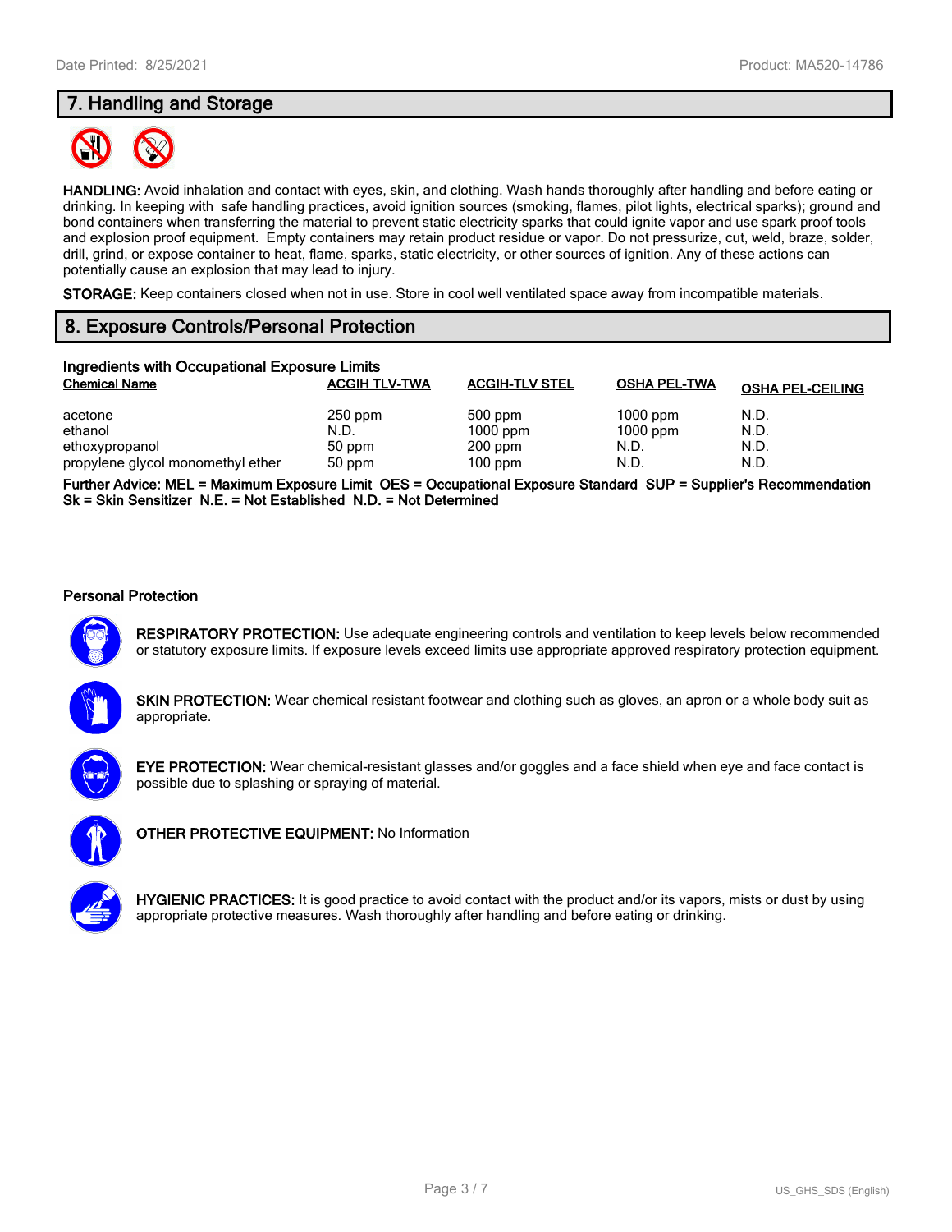## 7. Handling and Storage

**HANDLING:** Avoid inhalation and contact with eyes, skin, and clothing. Wash hands thoroughly after handling and before eating or drinking. In keeping with safe handling practices, avoid ignition sources (smoking, flames, pilot lights, electrical sparks); ground and bond containers when transferring the material to prevent static electricity sparks that could ignite vapor and use spark proof tools and explosion proof equipment. Empty containers may retain product residue or vapor. Do not pressurize, cut, weld, braze, solder, drill, grind, or expose container to heat, flame, sparks, static electricity, or other sources of ignition. Any of these actions can potentially cause an explosion that may lead to injury.

**STORAGE:** Keep containers closed when not in use. Store in cool well ventilated space away from incompatible materials.

## 8. Exposure Controls/Personal Protection

### Ingredients with Occupational Exposure Limits

| Chemical Name | ACGIH TLV-TWA | ACGIH-TLV STEL | OSHA PEL-TWA | OSHA PEL-CEILING |
|---|---|---|---|---|
| acetone | 250 ppm | 500 ppm | 1000 ppm | N.D. |
| ethanol | N.D. | 1000 ppm | 1000 ppm | N.D. |
| ethoxypropanol | 50 ppm | 200 ppm | N.D. | N.D. |
| propylene glycol monomethyl ether | 50 ppm | 100 ppm | N.D. | N.D. |

**Further Advice: MEL = Maximum Exposure Limit OES = Occupational Exposure Standard SUP = Supplier's Recommendation Sk = Skin Sensitizer N.E. = Not Established N.D. = Not Determined**

### Personal Protection

**RESPIRATORY PROTECTION:** Use adequate engineering controls and ventilation to keep levels below recommended or statutory exposure limits. If exposure levels exceed limits use appropriate approved respiratory protection equipment.

**SKIN PROTECTION:** Wear chemical resistant footwear and clothing such as gloves, an apron or a whole body suit as appropriate.

**EYE PROTECTION:** Wear chemical-resistant glasses and/or goggles and a face shield when eye and face contact is possible due to splashing or spraying of material.

**OTHER PROTECTIVE EQUIPMENT:** No Information

**HYGIENIC PRACTICES:** It is good practice to avoid contact with the product and/or its vapors, mists or dust by using appropriate protective measures. Wash thoroughly after handling and before eating or drinking.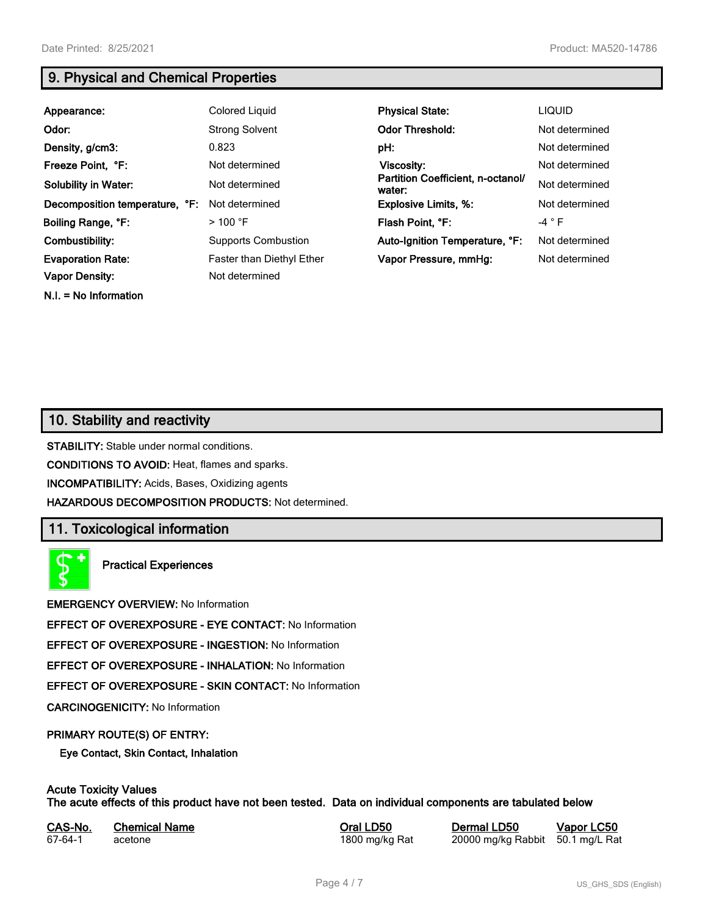## 9. Physical and Chemical Properties

| | | | |
|---|---|---|---|
| **Appearance:** | Colored Liquid | **Physical State:** | LIQUID |
| **Odor:** | Strong Solvent | **Odor Threshold:** | Not determined |
| **Density, g/cm3:** | 0.823 | **pH:** | Not determined |
| **Freeze Point, °F:** | Not determined | **Viscosity:** | Not determined |
| **Solubility in Water:** | Not determined | **Partition Coefficient, n-octanol/ water:** | Not determined |
| **Decomposition temperature, °F:** | Not determined | **Explosive Limits, %:** | Not determined |
| **Boiling Range, °F:** | > 100 °F | **Flash Point, °F:** | -4 ° F |
| **Combustibility:** | Supports Combustion | **Auto-Ignition Temperature, °F:** | Not determined |
| **Evaporation Rate:** | Faster than Diethyl Ether | **Vapor Pressure, mmHg:** | Not determined |
| **Vapor Density:** | Not determined | | |

**N.I. = No Information**

## 10. Stability and reactivity

**STABILITY:** Stable under normal conditions.

**CONDITIONS TO AVOID:** Heat, flames and sparks.

**INCOMPATIBILITY:** Acids, Bases, Oxidizing agents

**HAZARDOUS DECOMPOSITION PRODUCTS:** Not determined.

## 11. Toxicological information

**Practical Experiences**

**EMERGENCY OVERVIEW:** No Information

**EFFECT OF OVEREXPOSURE - EYE CONTACT:** No Information

**EFFECT OF OVEREXPOSURE - INGESTION:** No Information

**EFFECT OF OVEREXPOSURE - INHALATION:** No Information

**EFFECT OF OVEREXPOSURE - SKIN CONTACT:** No Information

**CARCINOGENICITY:** No Information

**PRIMARY ROUTE(S) OF ENTRY:**

**Eye Contact, Skin Contact, Inhalation**

**Acute Toxicity Values**
**The acute effects of this product have not been tested. Data on individual components are tabulated below**

| CAS-No. | Chemical Name | Oral LD50 | Dermal LD50 | Vapor LC50 |
|---|---|---|---|---|
| 67-64-1 | acetone | 1800 mg/kg Rat | 20000 mg/kg Rabbit | 50.1 mg/L Rat |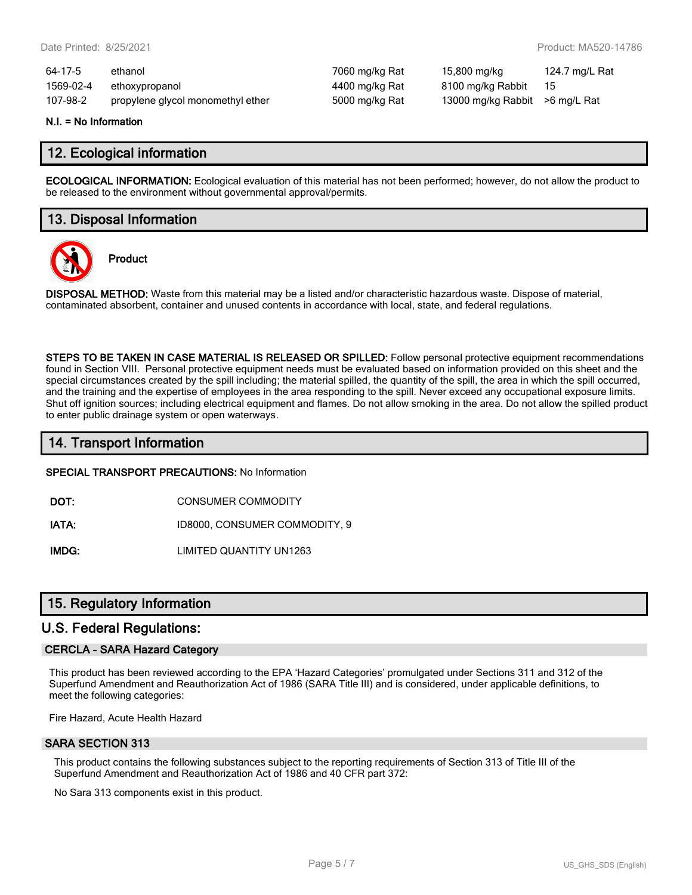| | | | | |
|---|---|---|---|---|
| 64-17-5 | ethanol | 7060 mg/kg Rat | 15,800 mg/kg | 124.7 mg/L Rat |
| 1569-02-4 | ethoxypropanol | 4400 mg/kg Rat | 8100 mg/kg Rabbit | 15 |
| 107-98-2 | propylene glycol monomethyl ether | 5000 mg/kg Rat | 13000 mg/kg Rabbit | >6 mg/L Rat |

**N.I. = No Information**

## 12. Ecological information

**ECOLOGICAL INFORMATION:** Ecological evaluation of this material has not been performed; however, do not allow the product to be released to the environment without governmental approval/permits.

## 13. Disposal Information

**Product**

**DISPOSAL METHOD:** Waste from this material may be a listed and/or characteristic hazardous waste. Dispose of material, contaminated absorbent, container and unused contents in accordance with local, state, and federal regulations.

**STEPS TO BE TAKEN IN CASE MATERIAL IS RELEASED OR SPILLED:** Follow personal protective equipment recommendations found in Section VIII. Personal protective equipment needs must be evaluated based on information provided on this sheet and the special circumstances created by the spill including; the material spilled, the quantity of the spill, the area in which the spill occurred, and the training and the expertise of employees in the area responding to the spill. Never exceed any occupational exposure limits. Shut off ignition sources; including electrical equipment and flames. Do not allow smoking in the area. Do not allow the spilled product to enter public drainage system or open waterways.

## 14. Transport Information

**SPECIAL TRANSPORT PRECAUTIONS:** No Information

| | |
|---|---|
| **DOT:** | CONSUMER COMMODITY |
| **IATA:** | ID8000, CONSUMER COMMODITY, 9 |
| **IMDG:** | LIMITED QUANTITY UN1263 |

## 15. Regulatory Information

## U.S. Federal Regulations:

### CERCLA - SARA Hazard Category

This product has been reviewed according to the EPA 'Hazard Categories' promulgated under Sections 311 and 312 of the Superfund Amendment and Reauthorization Act of 1986 (SARA Title III) and is considered, under applicable definitions, to meet the following categories:

Fire Hazard, Acute Health Hazard

### SARA SECTION 313

This product contains the following substances subject to the reporting requirements of Section 313 of Title III of the Superfund Amendment and Reauthorization Act of 1986 and 40 CFR part 372:

No Sara 313 components exist in this product.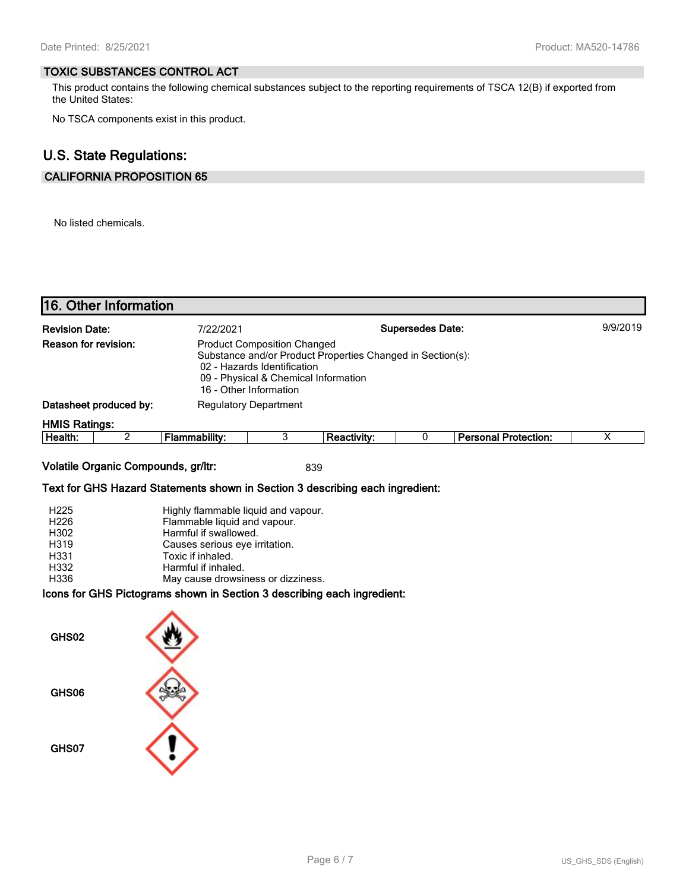### TOXIC SUBSTANCES CONTROL ACT

This product contains the following chemical substances subject to the reporting requirements of TSCA 12(B) if exported from the United States:

No TSCA components exist in this product.

## U.S. State Regulations:

### CALIFORNIA PROPOSITION 65

No listed chemicals.

## 16. Other Information

**Revision Date:** 7/22/2021 **Supersedes Date:** 9/9/2019

**Reason for revision:** Product Composition Changed
Substance and/or Product Properties Changed in Section(s):
02 - Hazards Identification
09 - Physical & Chemical Information
16 - Other Information

**Datasheet produced by:** Regulatory Department

**HMIS Ratings:**

| Health: | 2 | Flammability: | 3 | Reactivity: | 0 | Personal Protection: | X |
|---|---|---|---|---|---|---|---|

**Volatile Organic Compounds, gr/ltr:** 839

**Text for GHS Hazard Statements shown in Section 3 describing each ingredient:**

| | |
|---|---|
| H225 | Highly flammable liquid and vapour. |
| H226 | Flammable liquid and vapour. |
| H302 | Harmful if swallowed. |
| H319 | Causes serious eye irritation. |
| H331 | Toxic if inhaled. |
| H332 | Harmful if inhaled. |
| H336 | May cause drowsiness or dizziness. |

**Icons for GHS Pictograms shown in Section 3 describing each ingredient:**

GHS02

GHS06

GHS07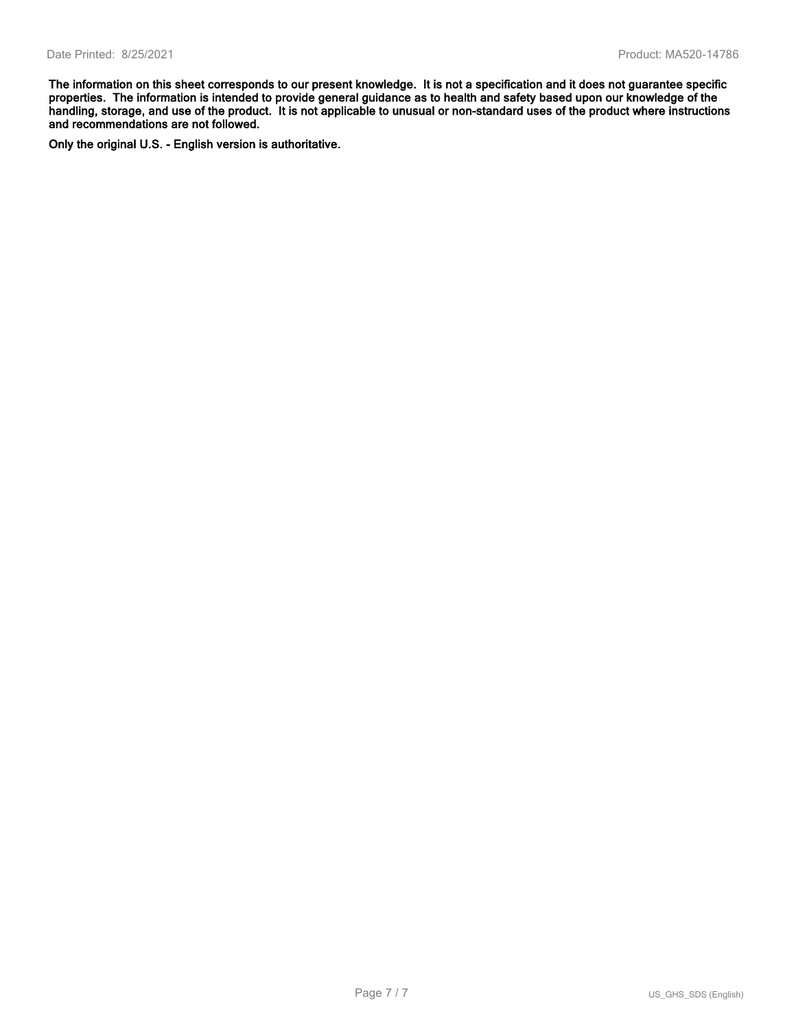**The information on this sheet corresponds to our present knowledge. It is not a specification and it does not guarantee specific properties. The information is intended to provide general guidance as to health and safety based upon our knowledge of the handling, storage, and use of the product. It is not applicable to unusual or non-standard uses of the product where instructions and recommendations are not followed.**

**Only the original U.S. - English version is authoritative.**